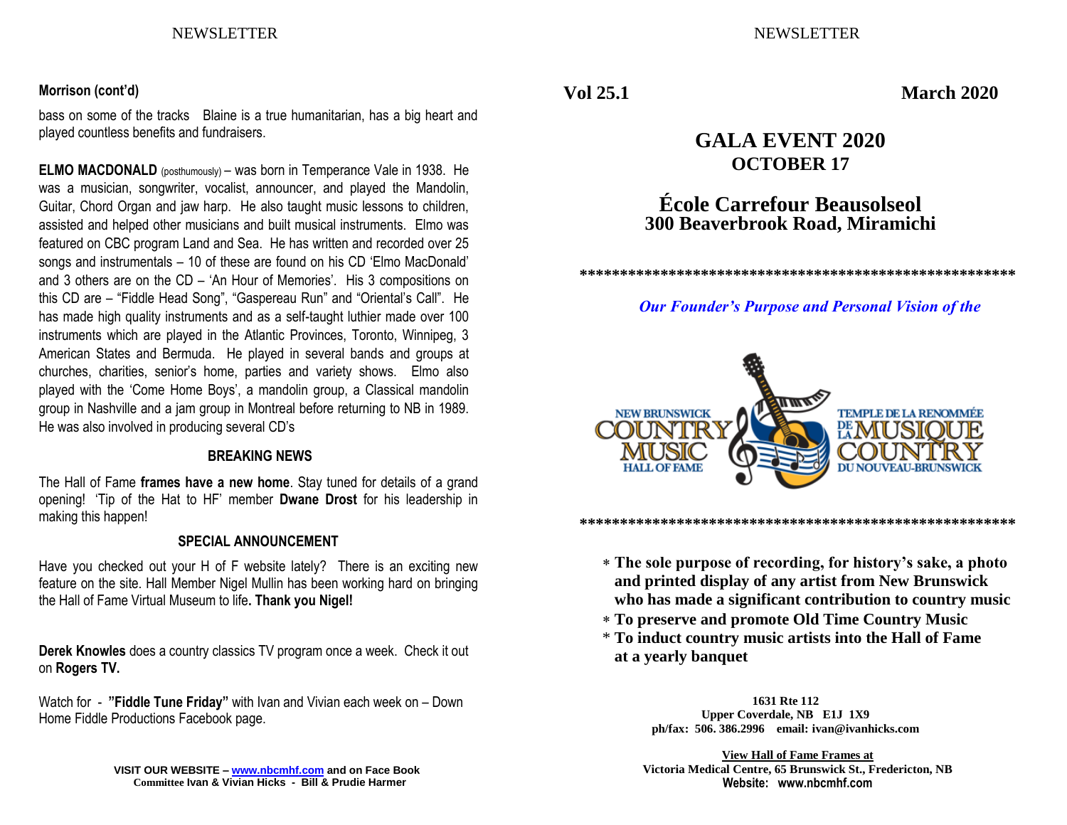**Morrison (cont'd)**

bass on some of the tracks Blaine is a true humanitarian, has a big heart and played countless benefits and fundraisers.

**ELMO MACDONALD** (posthumously) – was born in Temperance Vale in 1938. He was a musician, songwriter, vocalist, announcer, and played the Mandolin, Guitar, Chord Organ and jaw harp. He also taught music lessons to children, assisted and helped other musicians and built musical instruments. Elmo was featured on CBC program Land and Sea. He has written and recorded over 25 songs and instrumentals – 10 of these are found on his CD 'Elmo MacDonald' and 3 others are on the CD – 'An Hour of Memories'. His 3 compositions on this CD are – "Fiddle Head Song", "Gaspereau Run" and "Oriental's Call". He has made high quality instruments and as a self-taught luthier made over 100 instruments which are played in the Atlantic Provinces, Toronto, Winnipeg, 3 American States and Bermuda. He played in several bands and groups at churches, charities, senior's home, parties and variety shows. Elmo also played with the 'Come Home Boys', a mandolin group, a Classical mandolin group in Nashville and a jam group in Montreal before returning to NB in 1989. He was also involved in producing several CD's

**BREAKING NEWS**

The Hall of Fame **frames have a new home**. Stay tuned for details of a grand opening! 'Tip of the Hat to HF' member **Dwane Drost** for his leadership in making this happen!

**SPECIAL ANNOUNCEMENT**

Have you checked out your H of F website lately? There is an exciting new feature on the site. Hall Member Nigel Mullin has been working hard on bringing the Hall of Fame Virtual Museum to life**. Thank you Nigel!**

**Derek Knowles** does a country classics TV program once a week. Check it out on **Rogers TV.**

Watch for - **"Fiddle Tune Friday"** with Ivan and Vivian each week on – Down Home Fiddle Productions Facebook page.

**VISIT OUR WEBSITE – www.nbcmhf.com and on Face Book**
**Committee Ivan & Vivian Hicks - Bill & Prudie Harmer**

**Vol 25.1** **March 2020**

# GALA EVENT 2020
## OCTOBER 17

## École Carrefour Beausolseol
## 300 Beaverbrook Road, Miramichi

*******************************************************

***Our Founder's Purpose and Personal Vision of the***

NEW BRUNSWICK COUNTRY MUSIC HALL OF FAME — TEMPLE DE LA RENOMMÉE DE LA MUSIQUE COUNTRY DU NOUVEAU-BRUNSWICK

*******************************************************

- **The sole purpose of recording, for history's sake, a photo and printed display of any artist from New Brunswick who has made a significant contribution to country music**
- **To preserve and promote Old Time Country Music**
- **To induct country music artists into the Hall of Fame at a yearly banquet**

**1631 Rte 112**
**Upper Coverdale, NB E1J 1X9**
**ph/fax: 506. 386.2996 email: ivan@ivanhicks.com**

**View Hall of Fame Frames at**
**Victoria Medical Centre, 65 Brunswick St., Fredericton, NB**
**Website: www.nbcmhf.com**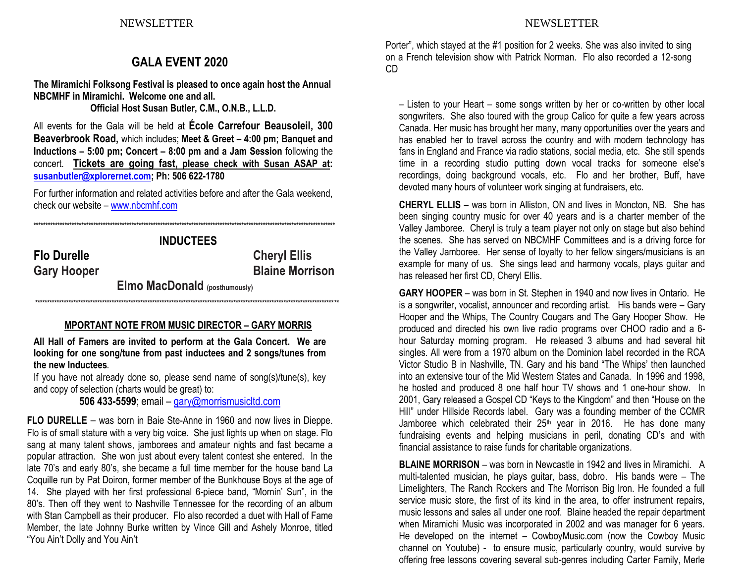# GALA EVENT 2020

**The Miramichi Folksong Festival is pleased to once again host the Annual NBCMHF in Miramichi. Welcome one and all.**

**Official Host Susan Butler, C.M., O.N.B., L.L.D.**

All events for the Gala will be held at **École Carrefour Beausoleil, 300 Beaverbrook Road,** which includes; **Meet & Greet – 4:00 pm; Banquet and Inductions – 5:00 pm; Concert – 8:00 pm and a Jam Session** following the concert. **Tickets are going fast, please check with Susan ASAP at: susanbutler@xplorernet.com; Ph: 506 622-1780**

For further information and related activities before and after the Gala weekend, check our website – www.nbcmhf.com

\*\*\*\*\*\*\*\*\*\*\*\*\*\*\*\*\*\*\*\*\*\*\*\*\*\*\*\*\*\*\*\*\*\*\*\*\*\*\*\*\*\*\*\*\*\*\*\*\*\*\*\*\*\*\*\*\*\*\*\*\*\*\*\*\*\*\*\*\*\*\*\*\*\*\*\*\*\*\*\*\*\*\*\*

## INDUCTEES

**Flo Durelle** — **Cheryl Ellis**

**Gary Hooper** — **Blaine Morrison**

**Elmo MacDonald** (posthumously)

\*\*\*\*\*\*\*\*\*\*\*\*\*\*\*\*\*\*\*\*\*\*\*\*\*\*\*\*\*\*\*\*\*\*\*\*\*\*\*\*\*\*\*\*\*\*\*\*\*\*\*\*\*\*\*\*\*\*\*\*\*\*\*\*\*\*\*\*\*\*\*\*\*\*\*\*\*\*\*\*\*\*\*\*

### MPORTANT NOTE FROM MUSIC DIRECTOR – GARY MORRIS

**All Hall of Famers are invited to perform at the Gala Concert. We are looking for one song/tune from past inductees and 2 songs/tunes from the new Inductees**.

If you have not already done so, please send name of song(s)/tune(s), key and copy of selection (charts would be great) to:

**506 433-5599**; email – gary@morrismusicltd.com

**FLO DURELLE** – was born in Baie Ste-Anne in 1960 and now lives in Dieppe. Flo is of small stature with a very big voice. She just lights up when on stage. Flo sang at many talent shows, jamborees and amateur nights and fast became a popular attraction. She won just about every talent contest she entered. In the late 70's and early 80's, she became a full time member for the house band La Coquille run by Pat Doiron, former member of the Bunkhouse Boys at the age of 14. She played with her first professional 6-piece band, "Mornin' Sun", in the 80's. Then off they went to Nashville Tennessee for the recording of an album with Stan Campbell as their producer. Flo also recorded a duet with Hall of Fame Member, the late Johnny Burke written by Vince Gill and Ashely Monroe, titled "You Ain't Dolly and You Ain't Porter", which stayed at the #1 position for 2 weeks. She was also invited to sing on a French television show with Patrick Norman. Flo also recorded a 12-song CD

– Listen to your Heart – some songs written by her or co-written by other local songwriters. She also toured with the group Calico for quite a few years across Canada. Her music has brought her many, many opportunities over the years and has enabled her to travel across the country and with modern technology has fans in England and France via radio stations, social media, etc. She still spends time in a recording studio putting down vocal tracks for someone else's recordings, doing background vocals, etc. Flo and her brother, Buff, have devoted many hours of volunteer work singing at fundraisers, etc.

**CHERYL ELLIS** – was born in Alliston, ON and lives in Moncton, NB. She has been singing country music for over 40 years and is a charter member of the Valley Jamboree. Cheryl is truly a team player not only on stage but also behind the scenes. She has served on NBCMHF Committees and is a driving force for the Valley Jamboree. Her sense of loyalty to her fellow singers/musicians is an example for many of us. She sings lead and harmony vocals, plays guitar and has released her first CD, Cheryl Ellis.

**GARY HOOPER** – was born in St. Stephen in 1940 and now lives in Ontario. He is a songwriter, vocalist, announcer and recording artist. His bands were – Gary Hooper and the Whips, The Country Cougars and The Gary Hooper Show. He produced and directed his own live radio programs over CHOO radio and a 6-hour Saturday morning program. He released 3 albums and had several hit singles. All were from a 1970 album on the Dominion label recorded in the RCA Victor Studio B in Nashville, TN. Gary and his band "The Whips' then launched into an extensive tour of the Mid Western States and Canada. In 1996 and 1998, he hosted and produced 8 one half hour TV shows and 1 one-hour show. In 2001, Gary released a Gospel CD "Keys to the Kingdom" and then "House on the Hill" under Hillside Records label. Gary was a founding member of the CCMR Jamboree which celebrated their 25th year in 2016. He has done many fundraising events and helping musicians in peril, donating CD's and with financial assistance to raise funds for charitable organizations.

**BLAINE MORRISON** – was born in Newcastle in 1942 and lives in Miramichi. A multi-talented musician, he plays guitar, bass, dobro. His bands were – The Limelighters, The Ranch Rockers and The Morrison Big Iron. He founded a full service music store, the first of its kind in the area, to offer instrument repairs, music lessons and sales all under one roof. Blaine headed the repair department when Miramichi Music was incorporated in 2002 and was manager for 6 years. He developed on the internet – CowboyMusic.com (now the Cowboy Music channel on Youtube) - to ensure music, particularly country, would survive by offering free lessons covering several sub-genres including Carter Family, Merle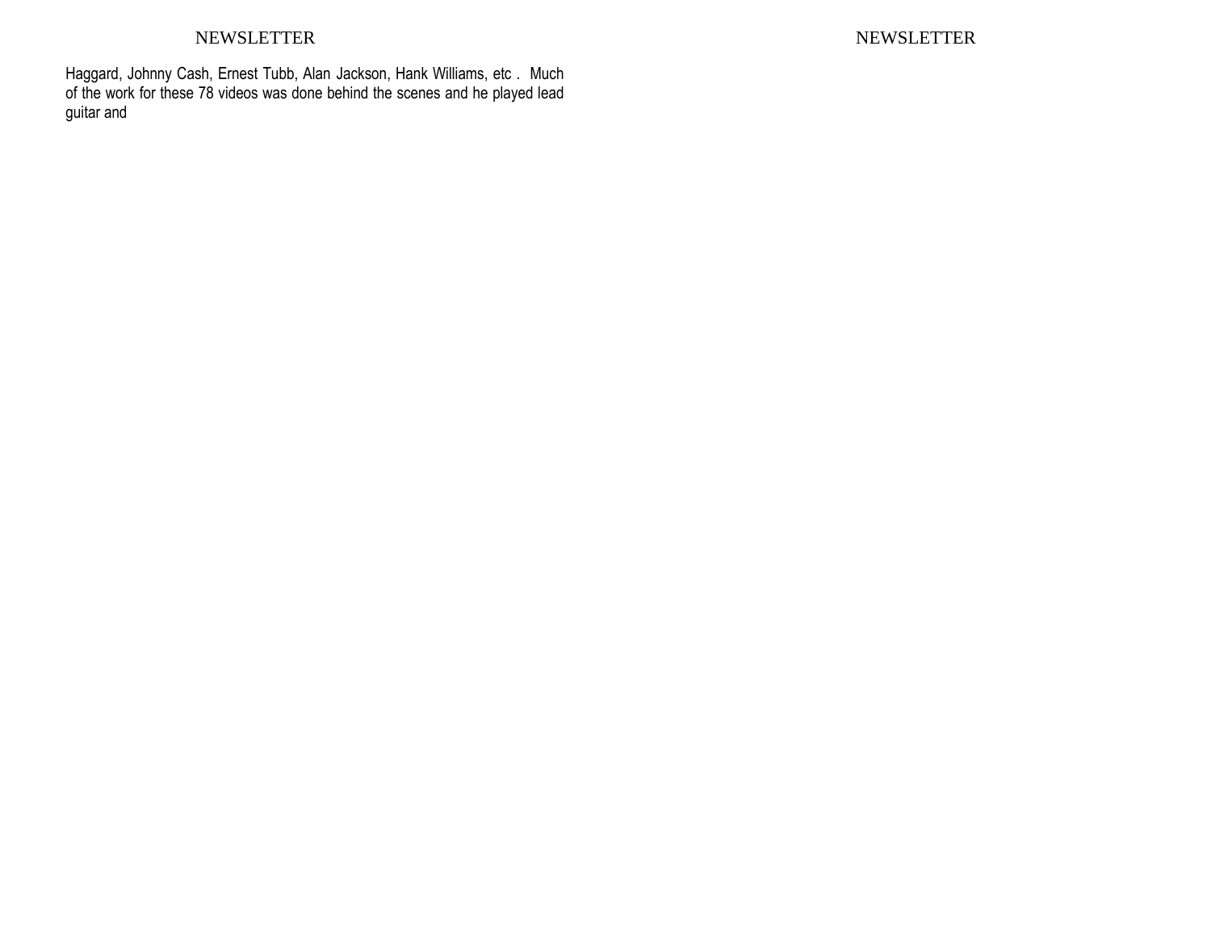Haggard, Johnny Cash, Ernest Tubb, Alan Jackson, Hank Williams, etc . Much of the work for these 78 videos was done behind the scenes and he played lead guitar and